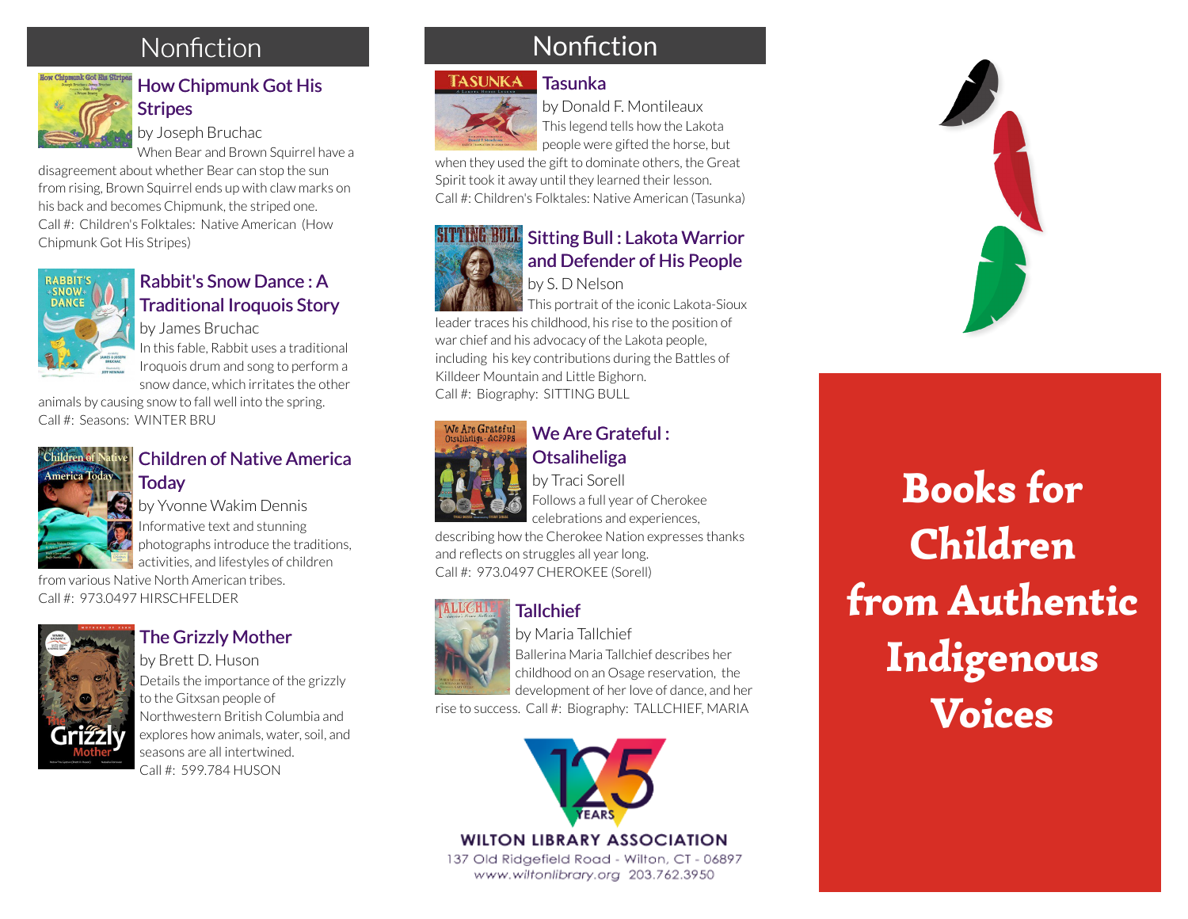## Nonfiction

### How Chipmunk Got His Stripes

by Joseph Bruchac

When Bear and Brown Squirrel have a disagreement about whether Bear can stop the sun from rising, Brown Squirrel ends up with claw marks on his back and becomes Chipmunk, the striped one.
Call #: Children's Folktales: Native American (How Chipmunk Got His Stripes)

### Rabbit's Snow Dance : A Traditional Iroquois Story

by James Bruchac

In this fable, Rabbit uses a traditional Iroquois drum and song to perform a snow dance, which irritates the other animals by causing snow to fall well into the spring.
Call #: Seasons: WINTER BRU

### Children of Native America Today

by Yvonne Wakim Dennis

Informative text and stunning photographs introduce the traditions, activities, and lifestyles of children from various Native North American tribes.
Call #: 973.0497 HIRSCHFELDER

### The Grizzly Mother

by Brett D. Huson

Details the importance of the grizzly to the Gitxsan people of Northwestern British Columbia and explores how animals, water, soil, and seasons are all intertwined.
Call #: 599.784 HUSON

## Nonfiction

### Tasunka

by Donald F. Montileaux

This legend tells how the Lakota people were gifted the horse, but when they used the gift to dominate others, the Great Spirit took it away until they learned their lesson.
Call #: Children's Folktales: Native American (Tasunka)

### Sitting Bull : Lakota Warrior and Defender of His People

by S. D Nelson

This portrait of the iconic Lakota-Sioux leader traces his childhood, his rise to the position of war chief and his advocacy of the Lakota people, including his key contributions during the Battles of Killdeer Mountain and Little Bighorn.
Call #: Biography: SITTING BULL

### We Are Grateful : Otsaliheliga

by Traci Sorell

Follows a full year of Cherokee celebrations and experiences, describing how the Cherokee Nation expresses thanks and reflects on struggles all year long.
Call #: 973.0497 CHEROKEE (Sorell)

### Tallchief

by Maria Tallchief

Ballerina Maria Tallchief describes her childhood on an Osage reservation, the development of her love of dance, and her rise to success. Call #: Biography: TALLCHIEF, MARIA

125 YEARS

WILTON LIBRARY ASSOCIATION
137 Old Ridgefield Road - Wilton, CT - 06897
www.wiltonlibrary.org 203.762.3950

# Books for Children from Authentic Indigenous Voices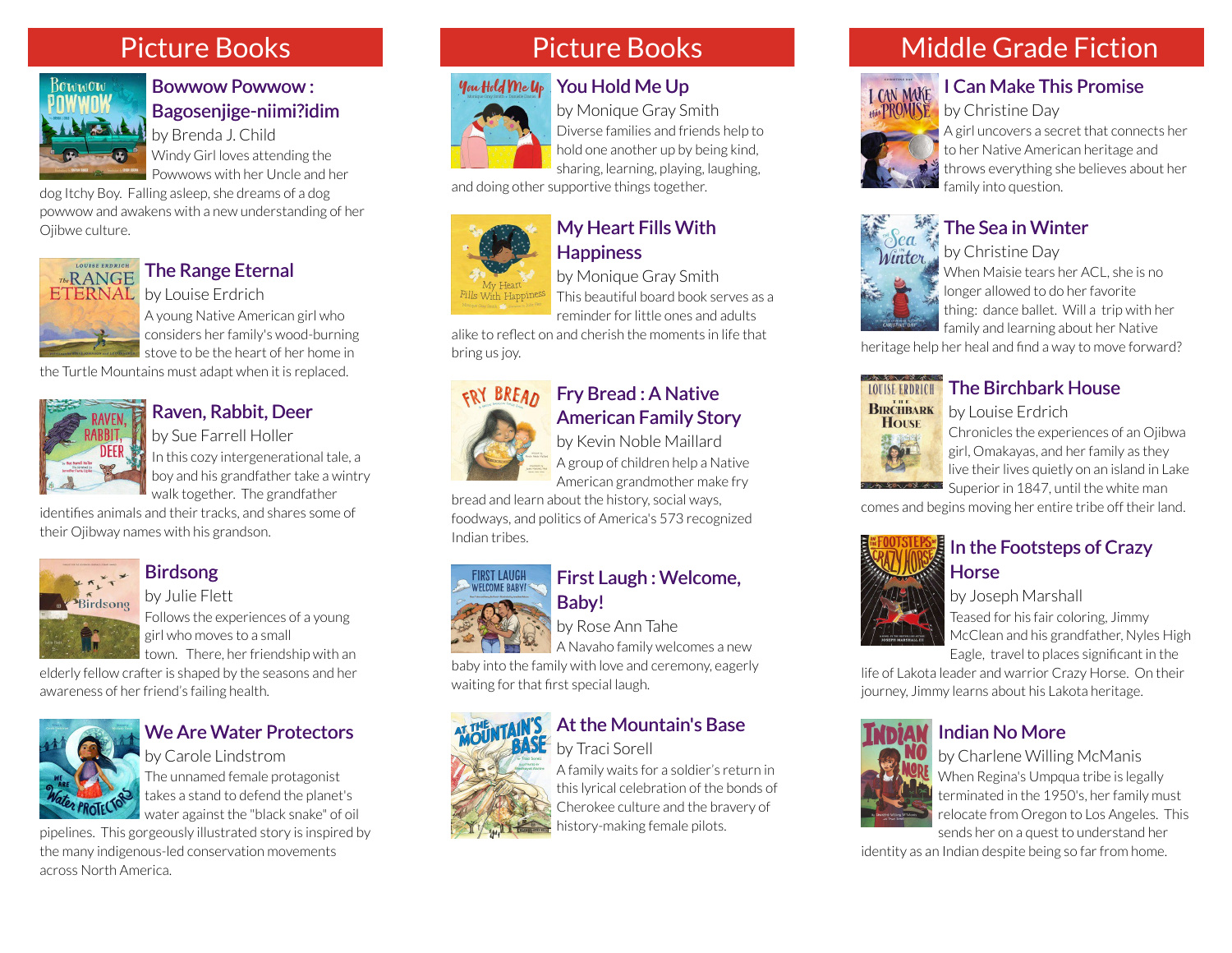# Picture Books

### Bowwow Powwow : Bagosenjige-niimi?idim

by Brenda J. Child

Windy Girl loves attending the Powwows with her Uncle and her dog Itchy Boy. Falling asleep, she dreams of a dog powwow and awakens with a new understanding of her Ojibwe culture.

### The Range Eternal

by Louise Erdrich

A young Native American girl who considers her family's wood-burning stove to be the heart of her home in the Turtle Mountains must adapt when it is replaced.

### Raven, Rabbit, Deer

by Sue Farrell Holler

In this cozy intergenerational tale, a boy and his grandfather take a wintry walk together. The grandfather identifies animals and their tracks, and shares some of their Ojibway names with his grandson.

### Birdsong

by Julie Flett

Follows the experiences of a young girl who moves to a small town. There, her friendship with an elderly fellow crafter is shaped by the seasons and her awareness of her friend's failing health.

### We Are Water Protectors

by Carole Lindstrom

The unnamed female protagonist takes a stand to defend the planet's water against the "black snake" of oil pipelines. This gorgeously illustrated story is inspired by the many indigenous-led conservation movements across North America.

# Picture Books

### You Hold Me Up

by Monique Gray Smith

Diverse families and friends help to hold one another up by being kind, sharing, learning, playing, laughing, and doing other supportive things together.

### My Heart Fills With Happiness

by Monique Gray Smith

This beautiful board book serves as a reminder for little ones and adults alike to reflect on and cherish the moments in life that bring us joy.

### Fry Bread : A Native American Family Story

by Kevin Noble Maillard

A group of children help a Native American grandmother make fry bread and learn about the history, social ways, foodways, and politics of America's 573 recognized Indian tribes.

### First Laugh : Welcome, Baby!

by Rose Ann Tahe

A Navaho family welcomes a new baby into the family with love and ceremony, eagerly waiting for that first special laugh.

### At the Mountain's Base

by Traci Sorell

A family waits for a soldier's return in this lyrical celebration of the bonds of Cherokee culture and the bravery of history-making female pilots.

# Middle Grade Fiction

### I Can Make This Promise

by Christine Day

A girl uncovers a secret that connects her to her Native American heritage and throws everything she believes about her family into question.

### The Sea in Winter

by Christine Day

When Maisie tears her ACL, she is no longer allowed to do her favorite thing: dance ballet. Will a trip with her family and learning about her Native heritage help her heal and find a way to move forward?

### The Birchbark House

by Louise Erdrich

Chronicles the experiences of an Ojibwa girl, Omakayas, and her family as they live their lives quietly on an island in Lake Superior in 1847, until the white man comes and begins moving her entire tribe off their land.

### In the Footsteps of Crazy Horse

by Joseph Marshall

Teased for his fair coloring, Jimmy McClean and his grandfather, Nyles High Eagle, travel to places significant in the life of Lakota leader and warrior Crazy Horse. On their journey, Jimmy learns about his Lakota heritage.

### Indian No More

by Charlene Willing McManis

When Regina's Umpqua tribe is legally terminated in the 1950's, her family must relocate from Oregon to Los Angeles. This sends her on a quest to understand her identity as an Indian despite being so far from home.